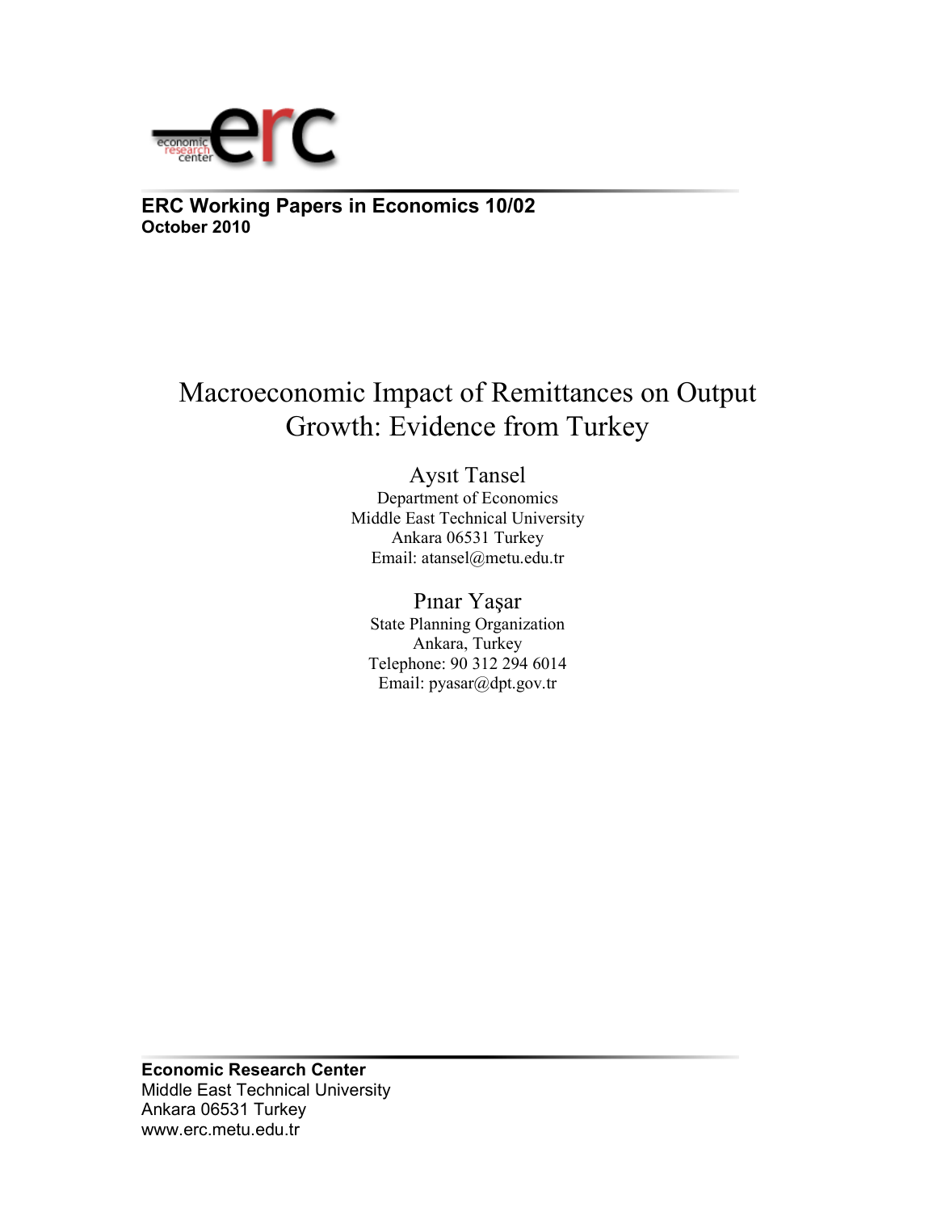**ERC Working Papers in Economics 10/02**
**October 2010**

# Macroeconomic Impact of Remittances on Output Growth: Evidence from Turkey

Aysıt Tansel
Department of Economics
Middle East Technical University
Ankara 06531 Turkey
Email: atansel@metu.edu.tr

Pınar Yaşar
State Planning Organization
Ankara, Turkey
Telephone: 90 312 294 6014
Email: pyasar@dpt.gov.tr

**Economic Research Center**
Middle East Technical University
Ankara 06531 Turkey
www.erc.metu.edu.tr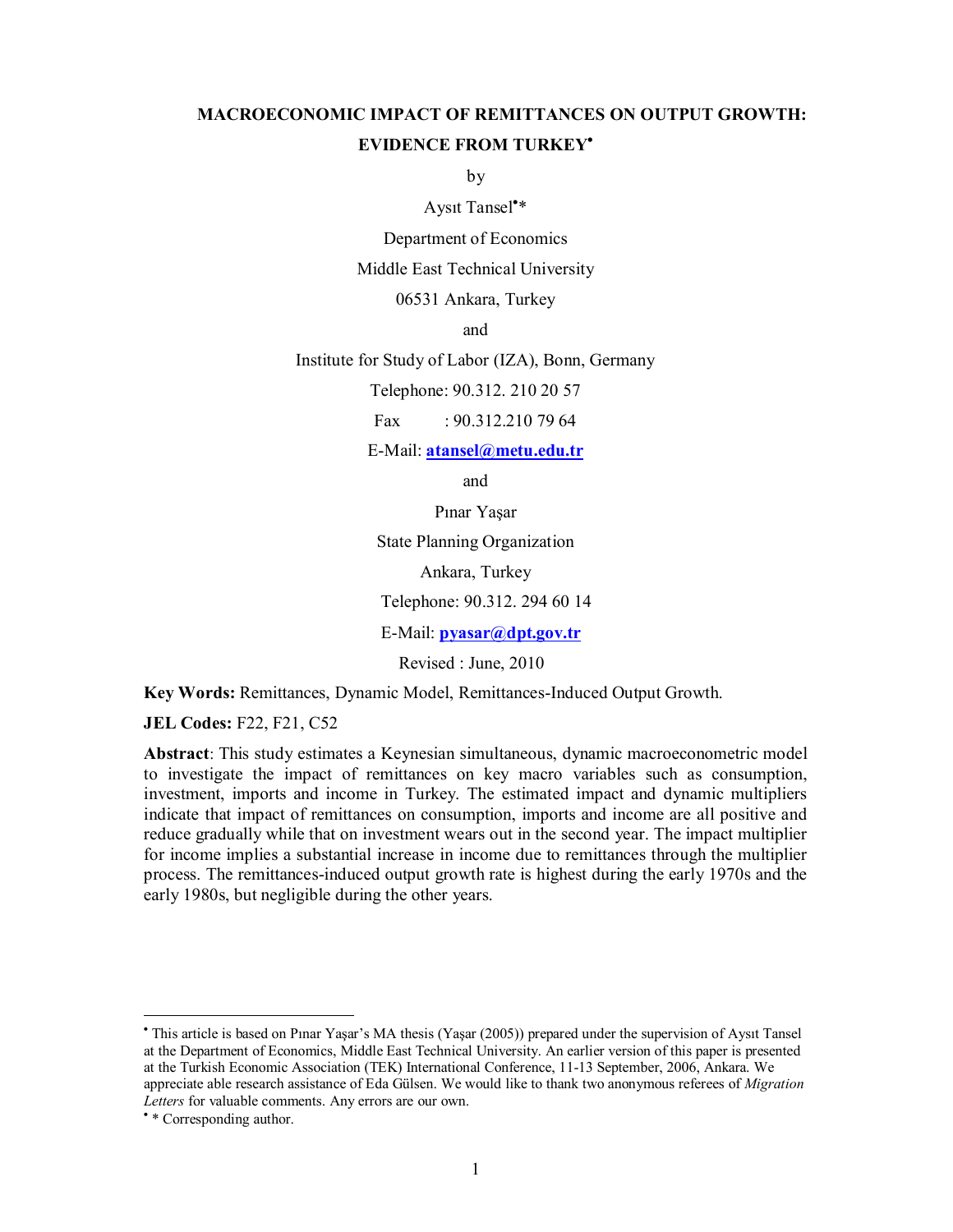# MACROECONOMIC IMPACT OF REMITTANCES ON OUTPUT GROWTH: EVIDENCE FROM TURKEY[•]

by

Aysıt Tansel[•]*

Department of Economics

Middle East Technical University

06531 Ankara, Turkey

and

Institute for Study of Labor (IZA), Bonn, Germany

Telephone: 90.312. 210 20 57

Fax : 90.312.210 79 64

E-Mail: **atansel@metu.edu.tr**

and

Pınar Yaşar

State Planning Organization

Ankara, Turkey

Telephone: 90.312. 294 60 14

E-Mail: **pyasar@dpt.gov.tr**

Revised : June, 2010

**Key Words:** Remittances, Dynamic Model, Remittances-Induced Output Growth.

**JEL Codes:** F22, F21, C52

**Abstract**: This study estimates a Keynesian simultaneous, dynamic macroeconometric model to investigate the impact of remittances on key macro variables such as consumption, investment, imports and income in Turkey. The estimated impact and dynamic multipliers indicate that impact of remittances on consumption, imports and income are all positive and reduce gradually while that on investment wears out in the second year. The impact multiplier for income implies a substantial increase in income due to remittances through the multiplier process. The remittances-induced output growth rate is highest during the early 1970s and the early 1980s, but negligible during the other years.

---

[•] This article is based on Pınar Yaşar's MA thesis (Yaşar (2005)) prepared under the supervision of Aysıt Tansel at the Department of Economics, Middle East Technical University. An earlier version of this paper is presented at the Turkish Economic Association (TEK) International Conference, 11-13 September, 2006, Ankara. We appreciate able research assistance of Eda Gülsen. We would like to thank two anonymous referees of *Migration Letters* for valuable comments. Any errors are our own.

[•] * Corresponding author.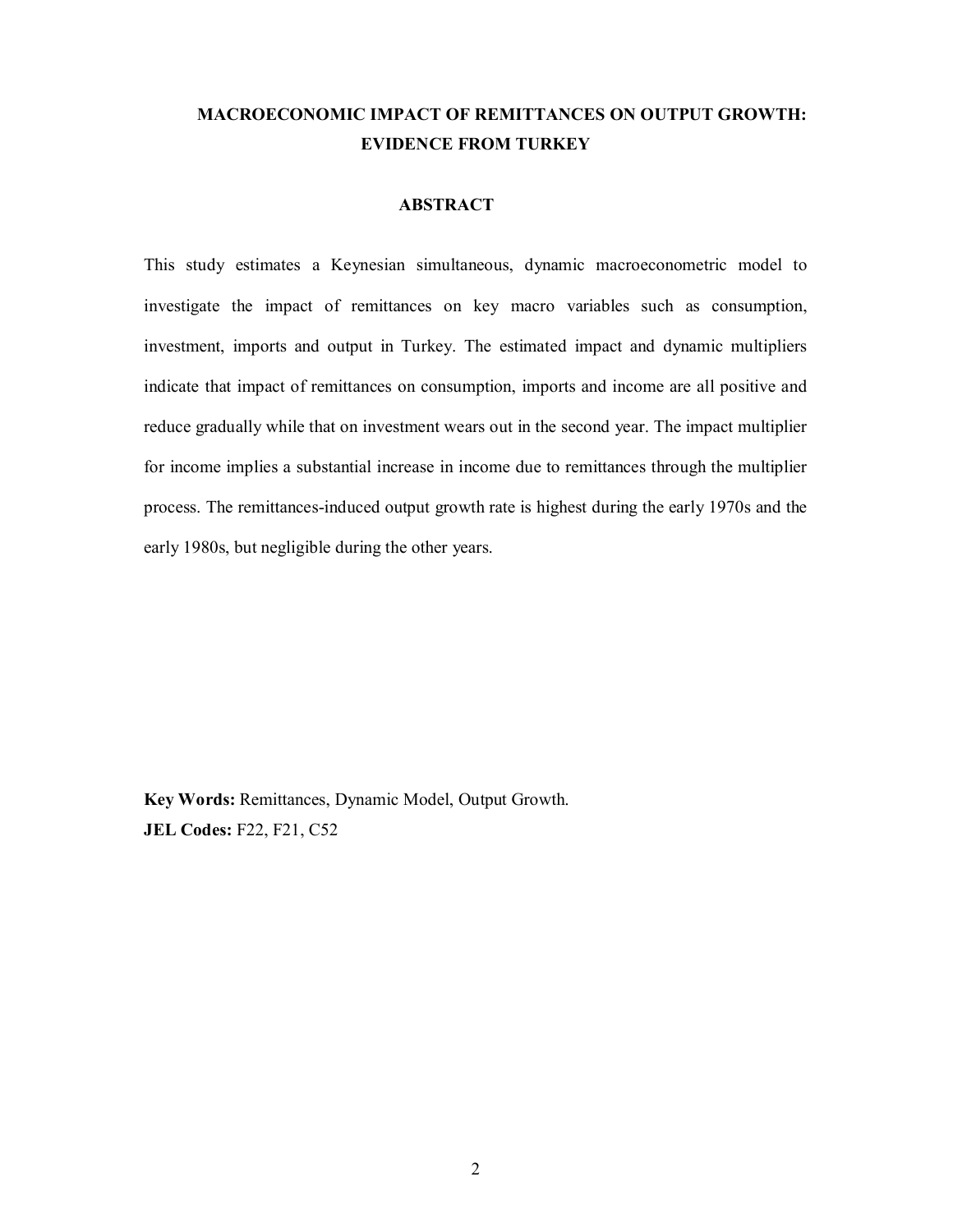# MACROECONOMIC IMPACT OF REMITTANCES ON OUTPUT GROWTH: EVIDENCE FROM TURKEY

## ABSTRACT

This study estimates a Keynesian simultaneous, dynamic macroeconometric model to investigate the impact of remittances on key macro variables such as consumption, investment, imports and output in Turkey. The estimated impact and dynamic multipliers indicate that impact of remittances on consumption, imports and income are all positive and reduce gradually while that on investment wears out in the second year. The impact multiplier for income implies a substantial increase in income due to remittances through the multiplier process. The remittances-induced output growth rate is highest during the early 1970s and the early 1980s, but negligible during the other years.

**Key Words:** Remittances, Dynamic Model, Output Growth.
**JEL Codes:** F22, F21, C52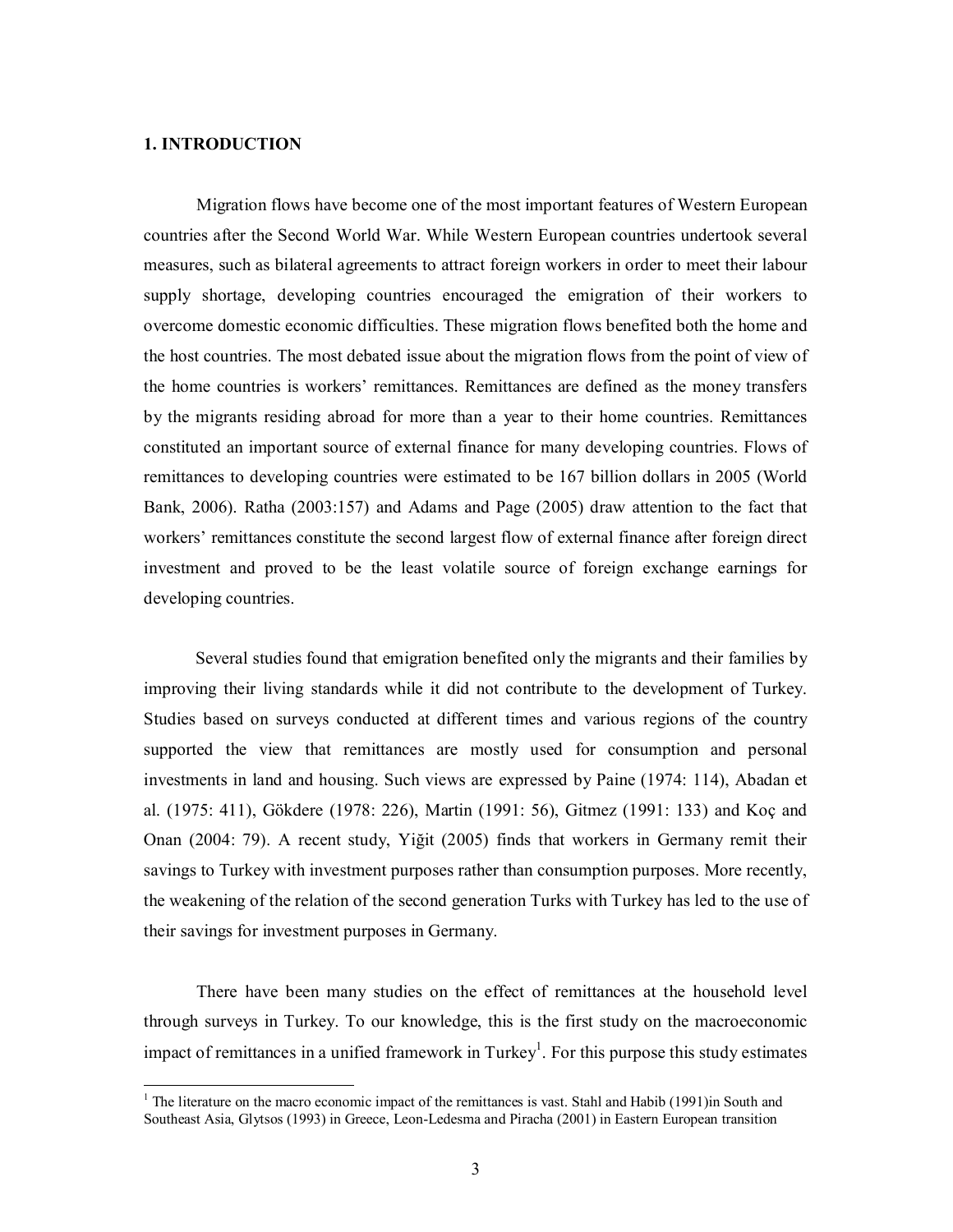## 1. INTRODUCTION

Migration flows have become one of the most important features of Western European countries after the Second World War. While Western European countries undertook several measures, such as bilateral agreements to attract foreign workers in order to meet their labour supply shortage, developing countries encouraged the emigration of their workers to overcome domestic economic difficulties. These migration flows benefited both the home and the host countries. The most debated issue about the migration flows from the point of view of the home countries is workers' remittances. Remittances are defined as the money transfers by the migrants residing abroad for more than a year to their home countries. Remittances constituted an important source of external finance for many developing countries. Flows of remittances to developing countries were estimated to be 167 billion dollars in 2005 (World Bank, 2006). Ratha (2003:157) and Adams and Page (2005) draw attention to the fact that workers' remittances constitute the second largest flow of external finance after foreign direct investment and proved to be the least volatile source of foreign exchange earnings for developing countries.

Several studies found that emigration benefited only the migrants and their families by improving their living standards while it did not contribute to the development of Turkey. Studies based on surveys conducted at different times and various regions of the country supported the view that remittances are mostly used for consumption and personal investments in land and housing. Such views are expressed by Paine (1974: 114), Abadan et al. (1975: 411), Gökdere (1978: 226), Martin (1991: 56), Gitmez (1991: 133) and Koç and Onan (2004: 79). A recent study, Yiğit (2005) finds that workers in Germany remit their savings to Turkey with investment purposes rather than consumption purposes. More recently, the weakening of the relation of the second generation Turks with Turkey has led to the use of their savings for investment purposes in Germany.

There have been many studies on the effect of remittances at the household level through surveys in Turkey. To our knowledge, this is the first study on the macroeconomic impact of remittances in a unified framework in Turkey[1]. For this purpose this study estimates

[1] The literature on the macro economic impact of the remittances is vast. Stahl and Habib (1991)in South and Southeast Asia, Glytsos (1993) in Greece, Leon-Ledesma and Piracha (2001) in Eastern European transition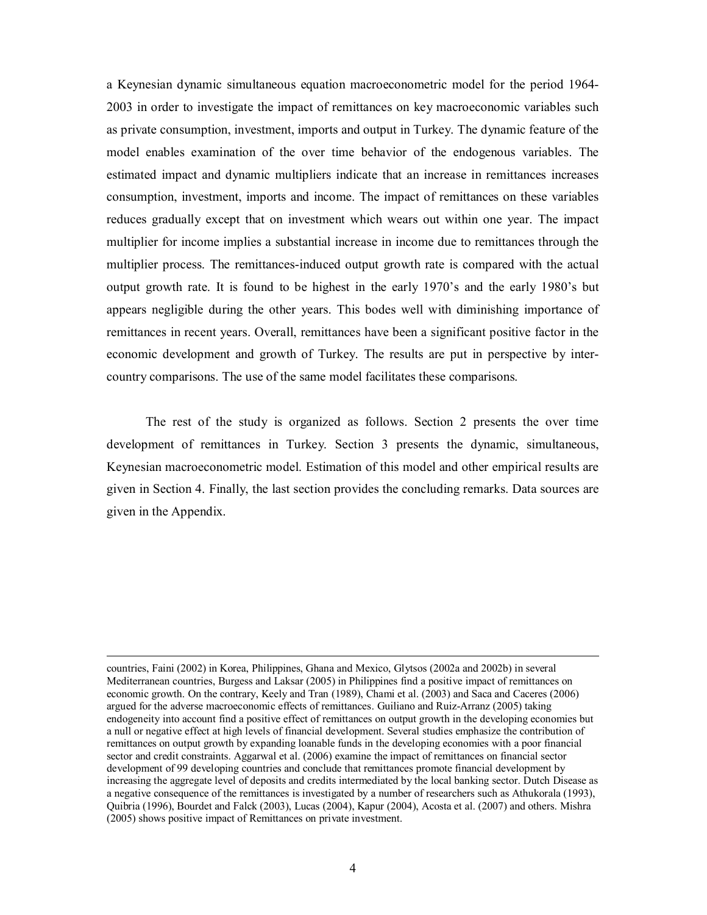a Keynesian dynamic simultaneous equation macroeconometric model for the period 1964-2003 in order to investigate the impact of remittances on key macroeconomic variables such as private consumption, investment, imports and output in Turkey. The dynamic feature of the model enables examination of the over time behavior of the endogenous variables. The estimated impact and dynamic multipliers indicate that an increase in remittances increases consumption, investment, imports and income. The impact of remittances on these variables reduces gradually except that on investment which wears out within one year. The impact multiplier for income implies a substantial increase in income due to remittances through the multiplier process. The remittances-induced output growth rate is compared with the actual output growth rate. It is found to be highest in the early 1970's and the early 1980's but appears negligible during the other years. This bodes well with diminishing importance of remittances in recent years. Overall, remittances have been a significant positive factor in the economic development and growth of Turkey. The results are put in perspective by inter-country comparisons. The use of the same model facilitates these comparisons.

The rest of the study is organized as follows. Section 2 presents the over time development of remittances in Turkey. Section 3 presents the dynamic, simultaneous, Keynesian macroeconometric model. Estimation of this model and other empirical results are given in Section 4. Finally, the last section provides the concluding remarks. Data sources are given in the Appendix.

---

countries, Faini (2002) in Korea, Philippines, Ghana and Mexico, Glytsos (2002a and 2002b) in several Mediterranean countries, Burgess and Laksar (2005) in Philippines find a positive impact of remittances on economic growth. On the contrary, Keely and Tran (1989), Chami et al. (2003) and Saca and Caceres (2006) argued for the adverse macroeconomic effects of remittances. Guiliano and Ruiz-Arranz (2005) taking endogeneity into account find a positive effect of remittances on output growth in the developing economies but a null or negative effect at high levels of financial development. Several studies emphasize the contribution of remittances on output growth by expanding loanable funds in the developing economies with a poor financial sector and credit constraints. Aggarwal et al. (2006) examine the impact of remittances on financial sector development of 99 developing countries and conclude that remittances promote financial development by increasing the aggregate level of deposits and credits intermediated by the local banking sector. Dutch Disease as a negative consequence of the remittances is investigated by a number of researchers such as Athukorala (1993), Quibria (1996), Bourdet and Falck (2003), Lucas (2004), Kapur (2004), Acosta et al. (2007) and others. Mishra (2005) shows positive impact of Remittances on private investment.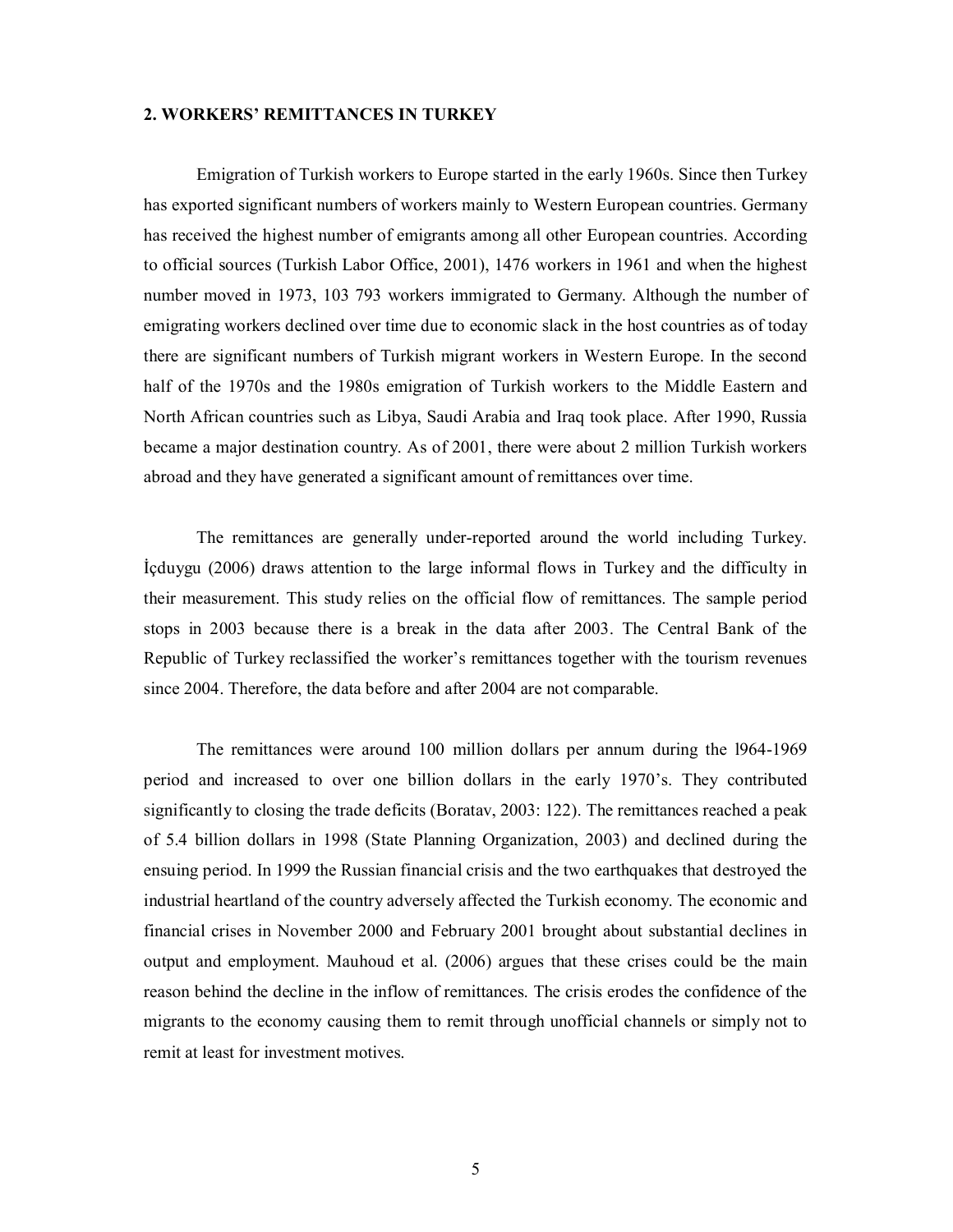## 2. WORKERS' REMITTANCES IN TURKEY

Emigration of Turkish workers to Europe started in the early 1960s. Since then Turkey has exported significant numbers of workers mainly to Western European countries. Germany has received the highest number of emigrants among all other European countries. According to official sources (Turkish Labor Office, 2001), 1476 workers in 1961 and when the highest number moved in 1973, 103 793 workers immigrated to Germany. Although the number of emigrating workers declined over time due to economic slack in the host countries as of today there are significant numbers of Turkish migrant workers in Western Europe. In the second half of the 1970s and the 1980s emigration of Turkish workers to the Middle Eastern and North African countries such as Libya, Saudi Arabia and Iraq took place. After 1990, Russia became a major destination country. As of 2001, there were about 2 million Turkish workers abroad and they have generated a significant amount of remittances over time.

The remittances are generally under-reported around the world including Turkey. İçduygu (2006) draws attention to the large informal flows in Turkey and the difficulty in their measurement. This study relies on the official flow of remittances. The sample period stops in 2003 because there is a break in the data after 2003. The Central Bank of the Republic of Turkey reclassified the worker's remittances together with the tourism revenues since 2004. Therefore, the data before and after 2004 are not comparable.

The remittances were around 100 million dollars per annum during the l964-1969 period and increased to over one billion dollars in the early 1970's. They contributed significantly to closing the trade deficits (Boratav, 2003: 122). The remittances reached a peak of 5.4 billion dollars in 1998 (State Planning Organization, 2003) and declined during the ensuing period. In 1999 the Russian financial crisis and the two earthquakes that destroyed the industrial heartland of the country adversely affected the Turkish economy. The economic and financial crises in November 2000 and February 2001 brought about substantial declines in output and employment. Mauhoud et al. (2006) argues that these crises could be the main reason behind the decline in the inflow of remittances. The crisis erodes the confidence of the migrants to the economy causing them to remit through unofficial channels or simply not to remit at least for investment motives.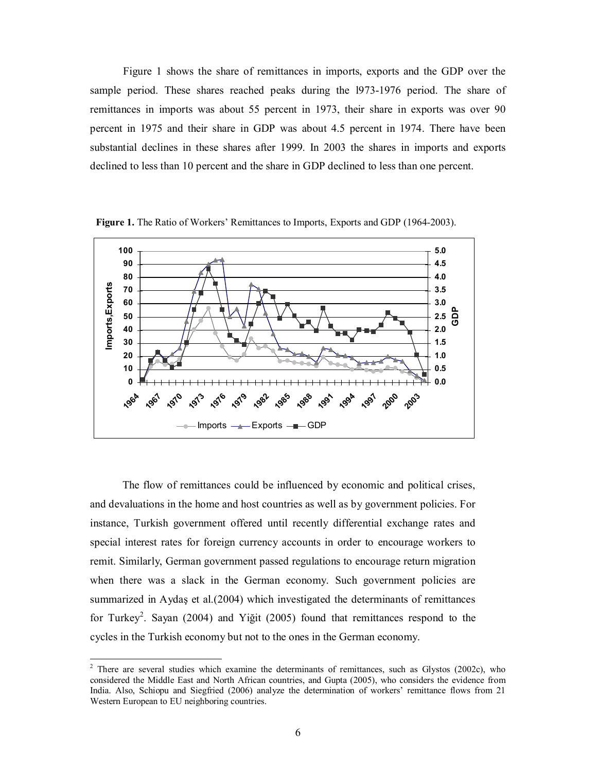Figure 1 shows the share of remittances in imports, exports and the GDP over the sample period. These shares reached peaks during the l973-1976 period. The share of remittances in imports was about 55 percent in 1973, their share in exports was over 90 percent in 1975 and their share in GDP was about 4.5 percent in 1974. There have been substantial declines in these shares after 1999. In 2003 the shares in imports and exports declined to less than 10 percent and the share in GDP declined to less than one percent.

**Figure 1.** The Ratio of Workers' Remittances to Imports, Exports and GDP (1964-2003).

The flow of remittances could be influenced by economic and political crises, and devaluations in the home and host countries as well as by government policies. For instance, Turkish government offered until recently differential exchange rates and special interest rates for foreign currency accounts in order to encourage workers to remit. Similarly, German government passed regulations to encourage return migration when there was a slack in the German economy. Such government policies are summarized in Aydaş et al.(2004) which investigated the determinants of remittances for Turkey[2]. Sayan (2004) and Yiğit (2005) found that remittances respond to the cycles in the Turkish economy but not to the ones in the German economy.

[2] There are several studies which examine the determinants of remittances, such as Glystos (2002c), who considered the Middle East and North African countries, and Gupta (2005), who considers the evidence from India. Also, Schiopu and Siegfried (2006) analyze the determination of workers' remittance flows from 21 Western European to EU neighboring countries.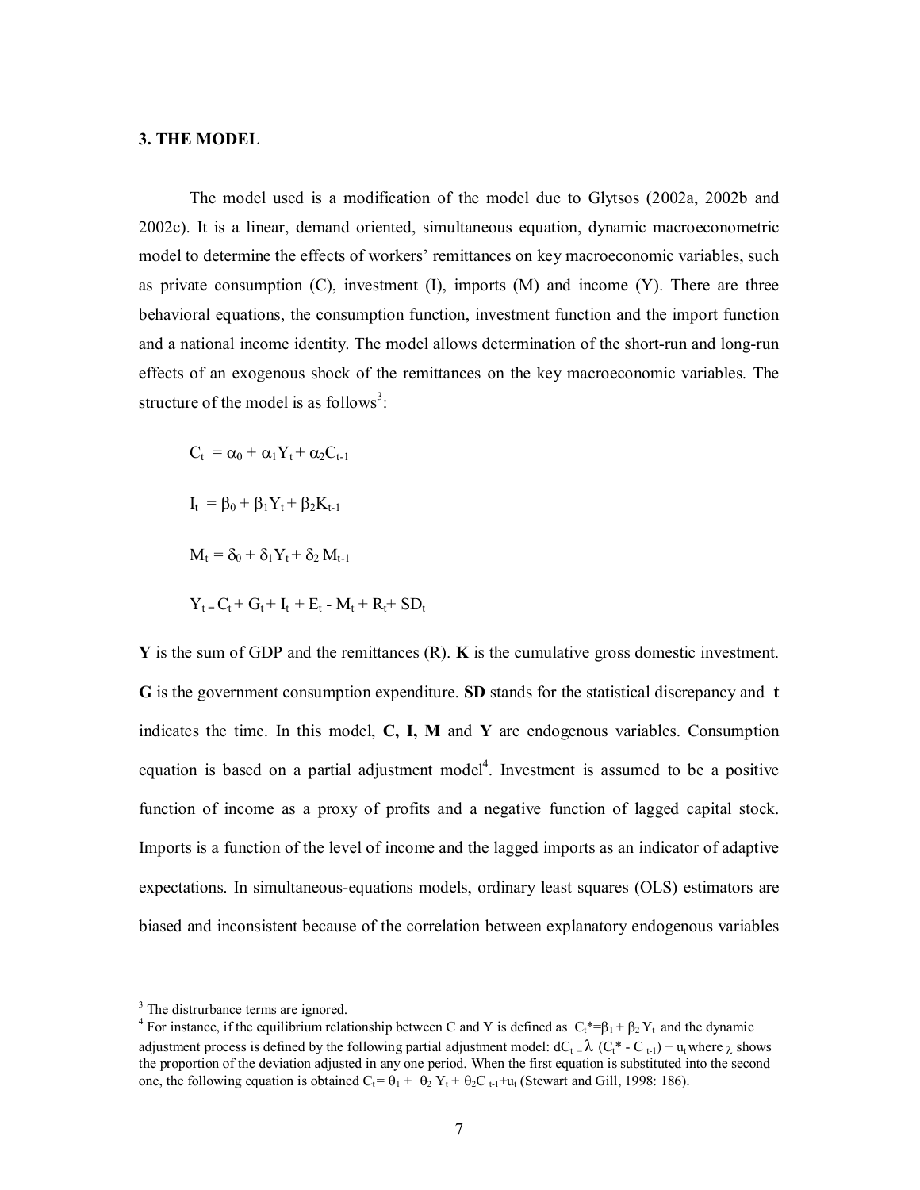### 3. THE MODEL

The model used is a modification of the model due to Glytsos (2002a, 2002b and 2002c). It is a linear, demand oriented, simultaneous equation, dynamic macroeconometric model to determine the effects of workers' remittances on key macroeconomic variables, such as private consumption (C), investment (I), imports (M) and income (Y). There are three behavioral equations, the consumption function, investment function and the import function and a national income identity. The model allows determination of the short-run and long-run effects of an exogenous shock of the remittances on the key macroeconomic variables. The structure of the model is as follows[3]:

$$C_t = \alpha_0 + \alpha_1 Y_t + \alpha_2 C_{t-1}$$

$$I_t = \beta_0 + \beta_1 Y_t + \beta_2 K_{t-1}$$

$$M_t = \delta_0 + \delta_1 Y_t + \delta_2 M_{t-1}$$

$$Y_t = C_t + G_t + I_t + E_t - M_t + R_t + SD_t$$

**Y** is the sum of GDP and the remittances (R). **K** is the cumulative gross domestic investment. **G** is the government consumption expenditure. **SD** stands for the statistical discrepancy and **t** indicates the time. In this model, **C, I, M** and **Y** are endogenous variables. Consumption equation is based on a partial adjustment model[4]. Investment is assumed to be a positive function of income as a proxy of profits and a negative function of lagged capital stock. Imports is a function of the level of income and the lagged imports as an indicator of adaptive expectations. In simultaneous-equations models, ordinary least squares (OLS) estimators are biased and inconsistent because of the correlation between explanatory endogenous variables

---

[3] The distrurbance terms are ignored.

[4] For instance, if the equilibrium relationship between C and Y is defined as $C_t^* = \beta_1 + \beta_2 Y_t$ and the dynamic adjustment process is defined by the following partial adjustment model: $dC_t = \lambda (C_t^* - C_{t-1}) + u_t$ where $\lambda$ shows the proportion of the deviation adjusted in any one period. When the first equation is substituted into the second one, the following equation is obtained $C_t = \theta_1 + \theta_2 Y_t + \theta_2 C_{t-1} + u_t$ (Stewart and Gill, 1998: 186).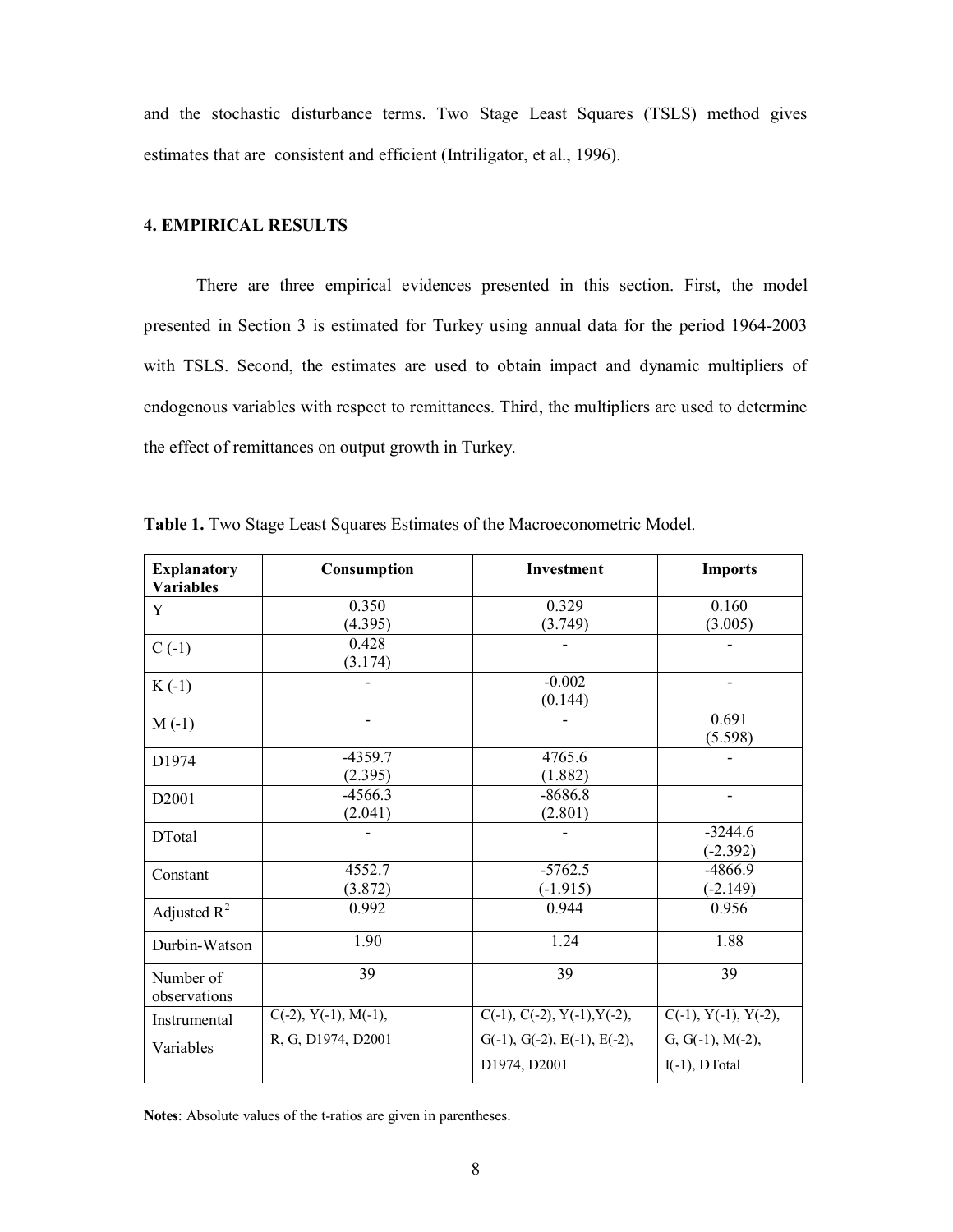and the stochastic disturbance terms. Two Stage Least Squares (TSLS) method gives estimates that are consistent and efficient (Intriligator, et al., 1996).

## 4. EMPIRICAL RESULTS

There are three empirical evidences presented in this section. First, the model presented in Section 3 is estimated for Turkey using annual data for the period 1964-2003 with TSLS. Second, the estimates are used to obtain impact and dynamic multipliers of endogenous variables with respect to remittances. Third, the multipliers are used to determine the effect of remittances on output growth in Turkey.

**Table 1.** Two Stage Least Squares Estimates of the Macroeconometric Model.

| Explanatory Variables | Consumption | Investment | Imports |
|---|---|---|---|
| Y | 0.350 (4.395) | 0.329 (3.749) | 0.160 (3.005) |
| C (-1) | 0.428 (3.174) | - | - |
| K (-1) | - | -0.002 (0.144) | - |
| M (-1) | - | - | 0.691 (5.598) |
| D1974 | -4359.7 (2.395) | 4765.6 (1.882) | - |
| D2001 | -4566.3 (2.041) | -8686.8 (2.801) | - |
| DTotal | - | - | -3244.6 (-2.392) |
| Constant | 4552.7 (3.872) | -5762.5 (-1.915) | -4866.9 (-2.149) |
| Adjusted $R^2$ | 0.992 | 0.944 | 0.956 |
| Durbin-Watson | 1.90 | 1.24 | 1.88 |
| Number of observations | 39 | 39 | 39 |
| Instrumental Variables | C(-2), Y(-1), M(-1), R, G, D1974, D2001 | C(-1), C(-2), Y(-1),Y(-2), G(-1), G(-2), E(-1), E(-2), D1974, D2001 | C(-1), Y(-1), Y(-2), G, G(-1), M(-2), I(-1), DTotal |

**Notes**: Absolute values of the t-ratios are given in parentheses.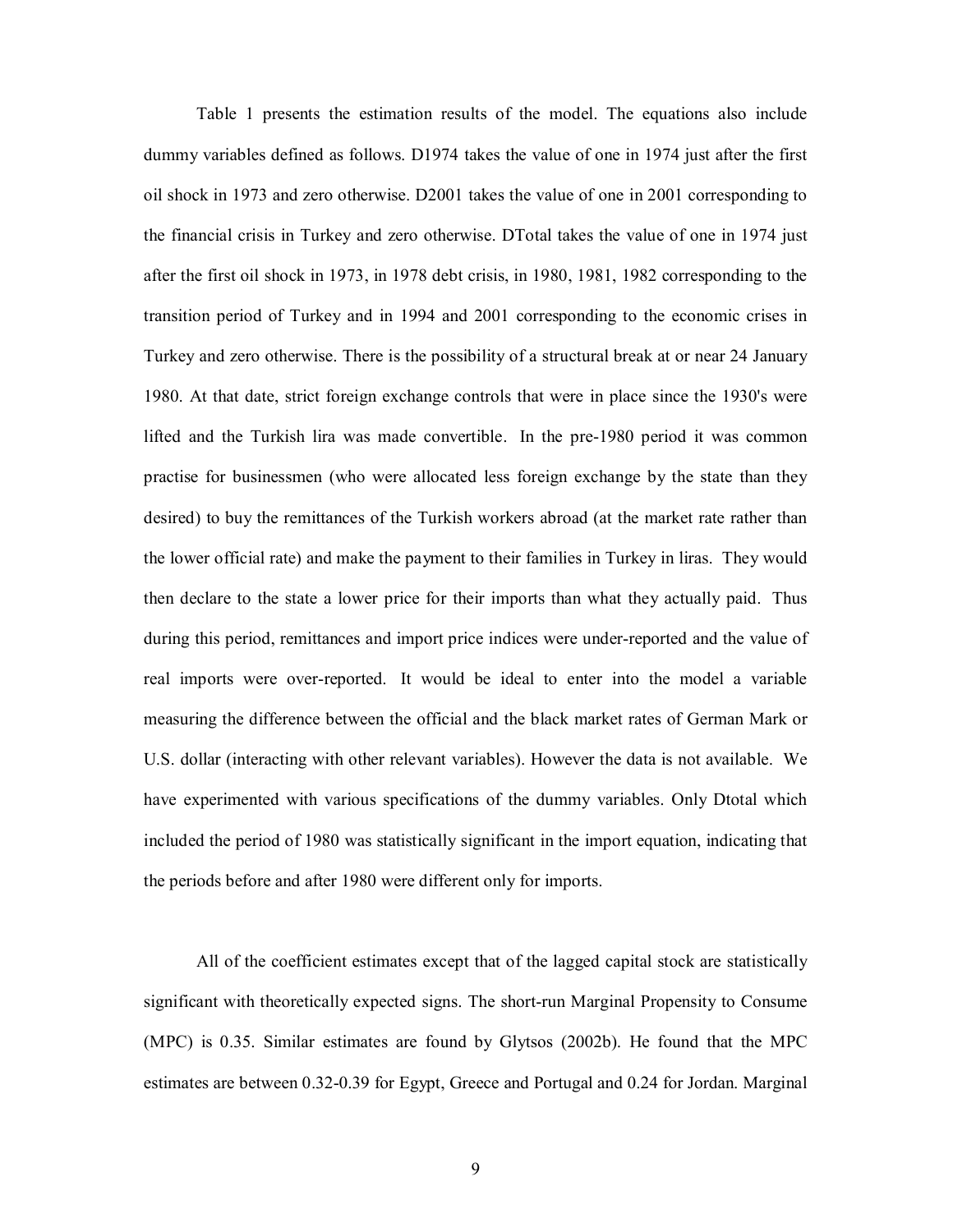Table 1 presents the estimation results of the model. The equations also include dummy variables defined as follows. D1974 takes the value of one in 1974 just after the first oil shock in 1973 and zero otherwise. D2001 takes the value of one in 2001 corresponding to the financial crisis in Turkey and zero otherwise. DTotal takes the value of one in 1974 just after the first oil shock in 1973, in 1978 debt crisis, in 1980, 1981, 1982 corresponding to the transition period of Turkey and in 1994 and 2001 corresponding to the economic crises in Turkey and zero otherwise. There is the possibility of a structural break at or near 24 January 1980. At that date, strict foreign exchange controls that were in place since the 1930's were lifted and the Turkish lira was made convertible. In the pre-1980 period it was common practise for businessmen (who were allocated less foreign exchange by the state than they desired) to buy the remittances of the Turkish workers abroad (at the market rate rather than the lower official rate) and make the payment to their families in Turkey in liras. They would then declare to the state a lower price for their imports than what they actually paid. Thus during this period, remittances and import price indices were under-reported and the value of real imports were over-reported. It would be ideal to enter into the model a variable measuring the difference between the official and the black market rates of German Mark or U.S. dollar (interacting with other relevant variables). However the data is not available. We have experimented with various specifications of the dummy variables. Only Dtotal which included the period of 1980 was statistically significant in the import equation, indicating that the periods before and after 1980 were different only for imports.

All of the coefficient estimates except that of the lagged capital stock are statistically significant with theoretically expected signs. The short-run Marginal Propensity to Consume (MPC) is 0.35. Similar estimates are found by Glytsos (2002b). He found that the MPC estimates are between 0.32-0.39 for Egypt, Greece and Portugal and 0.24 for Jordan. Marginal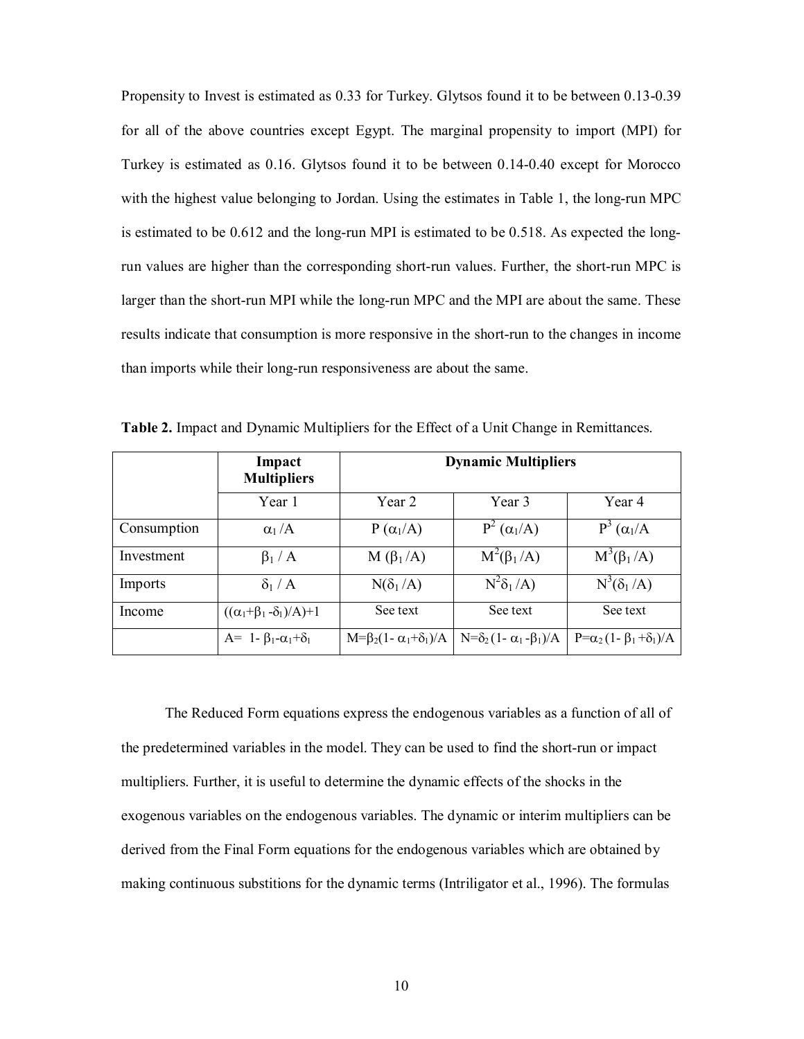Propensity to Invest is estimated as 0.33 for Turkey. Glytsos found it to be between 0.13-0.39 for all of the above countries except Egypt. The marginal propensity to import (MPI) for Turkey is estimated as 0.16. Glytsos found it to be between 0.14-0.40 except for Morocco with the highest value belonging to Jordan. Using the estimates in Table 1, the long-run MPC is estimated to be 0.612 and the long-run MPI is estimated to be 0.518. As expected the long-run values are higher than the corresponding short-run values. Further, the short-run MPC is larger than the short-run MPI while the long-run MPC and the MPI are about the same. These results indicate that consumption is more responsive in the short-run to the changes in income than imports while their long-run responsiveness are about the same.

**Table 2.** Impact and Dynamic Multipliers for the Effect of a Unit Change in Remittances.

| | **Impact Multipliers** | **Dynamic Multipliers** | | |
|---|---|---|---|---|
| | Year 1 | Year 2 | Year 3 | Year 4 |
| Consumption | $\alpha_1/A$ | $P(\alpha_1/A)$ | $P^2(\alpha_1/A)$ | $P^3(\alpha_1/A$ |
| Investment | $\beta_1/A$ | $M(\beta_1/A)$ | $M^2(\beta_1/A)$ | $M^3(\beta_1/A)$ |
| Imports | $\delta_1/A$ | $N(\delta_1/A)$ | $N^2\delta_1/A)$ | $N^3(\delta_1/A)$ |
| Income | $((\alpha_1+\beta_1-\delta_1)/A)+1$ | See text | See text | See text |
| | $A= 1-\beta_1-\alpha_1+\delta_1$ | $M=\beta_2(1-\alpha_1+\delta_1)/A$ | $N=\delta_2(1-\alpha_1-\beta_1)/A$ | $P=\alpha_2(1-\beta_1+\delta_1)/A$ |

The Reduced Form equations express the endogenous variables as a function of all of the predetermined variables in the model. They can be used to find the short-run or impact multipliers. Further, it is useful to determine the dynamic effects of the shocks in the exogenous variables on the endogenous variables. The dynamic or interim multipliers can be derived from the Final Form equations for the endogenous variables which are obtained by making continuous substitions for the dynamic terms (Intriligator et al., 1996). The formulas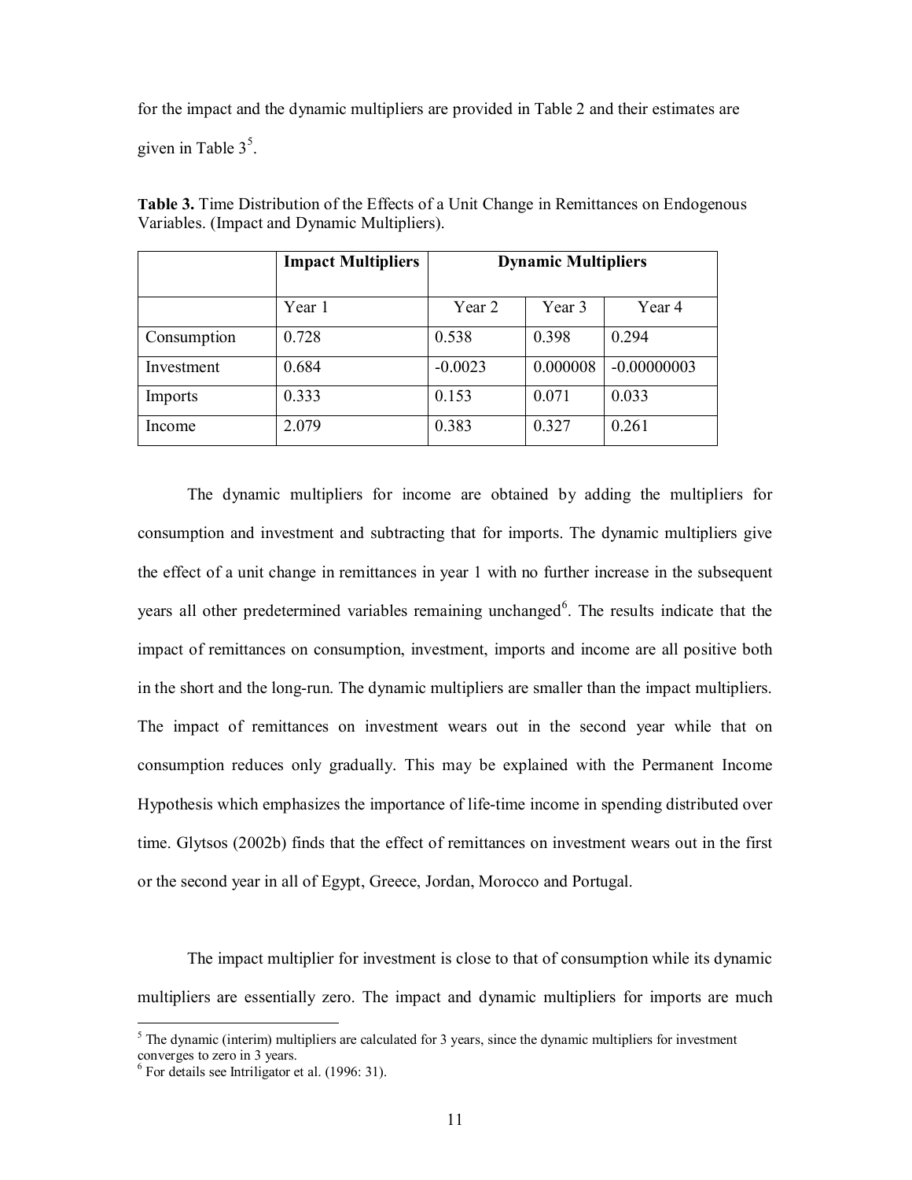for the impact and the dynamic multipliers are provided in Table 2 and their estimates are given in Table 3[5].

**Table 3.** Time Distribution of the Effects of a Unit Change in Remittances on Endogenous Variables. (Impact and Dynamic Multipliers).

| | **Impact Multipliers** | **Dynamic Multipliers** | | |
|---|---|---|---|---|
| | Year 1 | Year 2 | Year 3 | Year 4 |
| Consumption | 0.728 | 0.538 | 0.398 | 0.294 |
| Investment | 0.684 | -0.0023 | 0.000008 | -0.00000003 |
| Imports | 0.333 | 0.153 | 0.071 | 0.033 |
| Income | 2.079 | 0.383 | 0.327 | 0.261 |

The dynamic multipliers for income are obtained by adding the multipliers for consumption and investment and subtracting that for imports. The dynamic multipliers give the effect of a unit change in remittances in year 1 with no further increase in the subsequent years all other predetermined variables remaining unchanged[6]. The results indicate that the impact of remittances on consumption, investment, imports and income are all positive both in the short and the long-run. The dynamic multipliers are smaller than the impact multipliers. The impact of remittances on investment wears out in the second year while that on consumption reduces only gradually. This may be explained with the Permanent Income Hypothesis which emphasizes the importance of life-time income in spending distributed over time. Glytsos (2002b) finds that the effect of remittances on investment wears out in the first or the second year in all of Egypt, Greece, Jordan, Morocco and Portugal.

The impact multiplier for investment is close to that of consumption while its dynamic multipliers are essentially zero. The impact and dynamic multipliers for imports are much

[5] The dynamic (interim) multipliers are calculated for 3 years, since the dynamic multipliers for investment converges to zero in 3 years.

[6] For details see Intriligator et al. (1996: 31).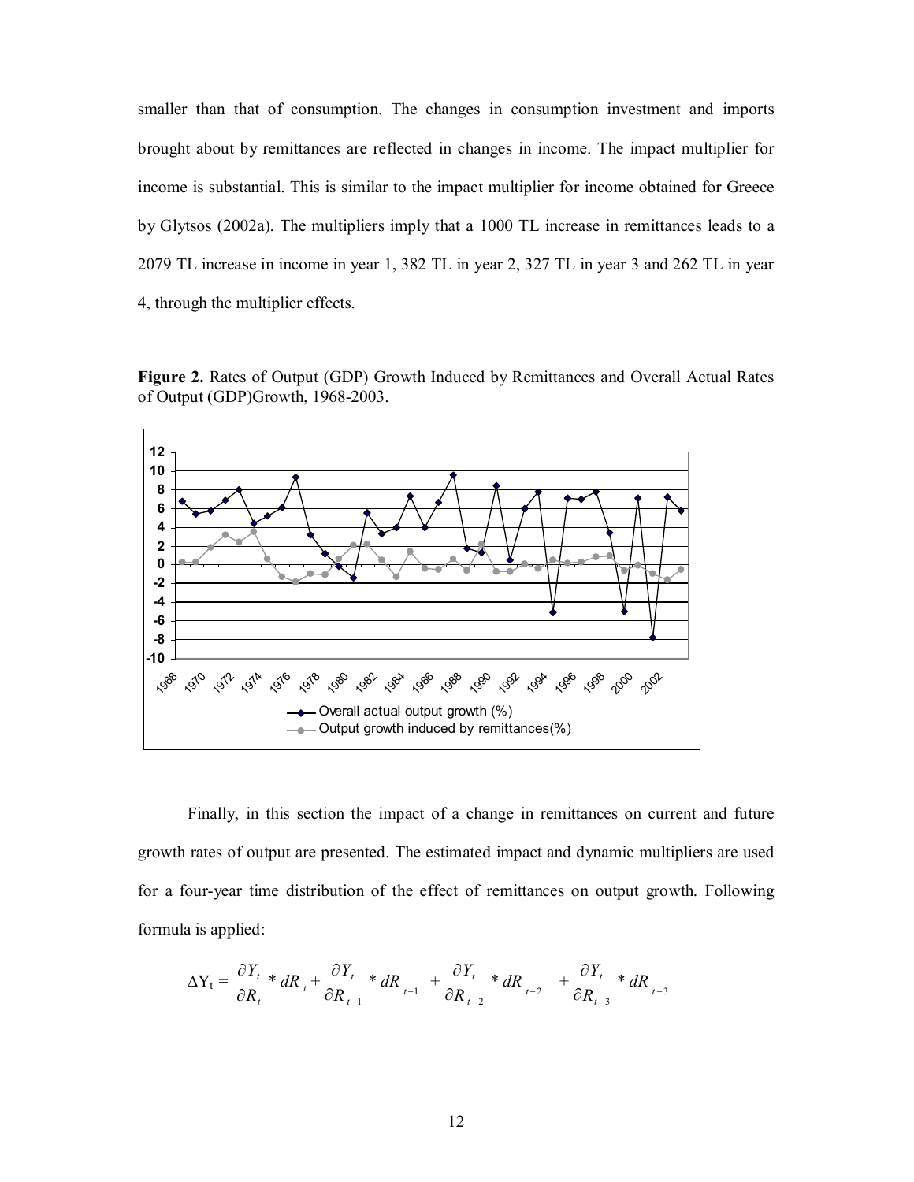smaller than that of consumption. The changes in consumption investment and imports brought about by remittances are reflected in changes in income. The impact multiplier for income is substantial. This is similar to the impact multiplier for income obtained for Greece by Glytsos (2002a). The multipliers imply that a 1000 TL increase in remittances leads to a 2079 TL increase in income in year 1, 382 TL in year 2, 327 TL in year 3 and 262 TL in year 4, through the multiplier effects.

**Figure 2.** Rates of Output (GDP) Growth Induced by Remittances and Overall Actual Rates of Output (GDP)Growth, 1968-2003.

Finally, in this section the impact of a change in remittances on current and future growth rates of output are presented. The estimated impact and dynamic multipliers are used for a four-year time distribution of the effect of remittances on output growth. Following formula is applied:

$$\Delta Y_t = \frac{\partial Y_t}{\partial R_t} * dR_t + \frac{\partial Y_t}{\partial R_{t-1}} * dR_{t-1} + \frac{\partial Y_t}{\partial R_{t-2}} * dR_{t-2} + \frac{\partial Y_t}{\partial R_{t-3}} * dR_{t-3}$$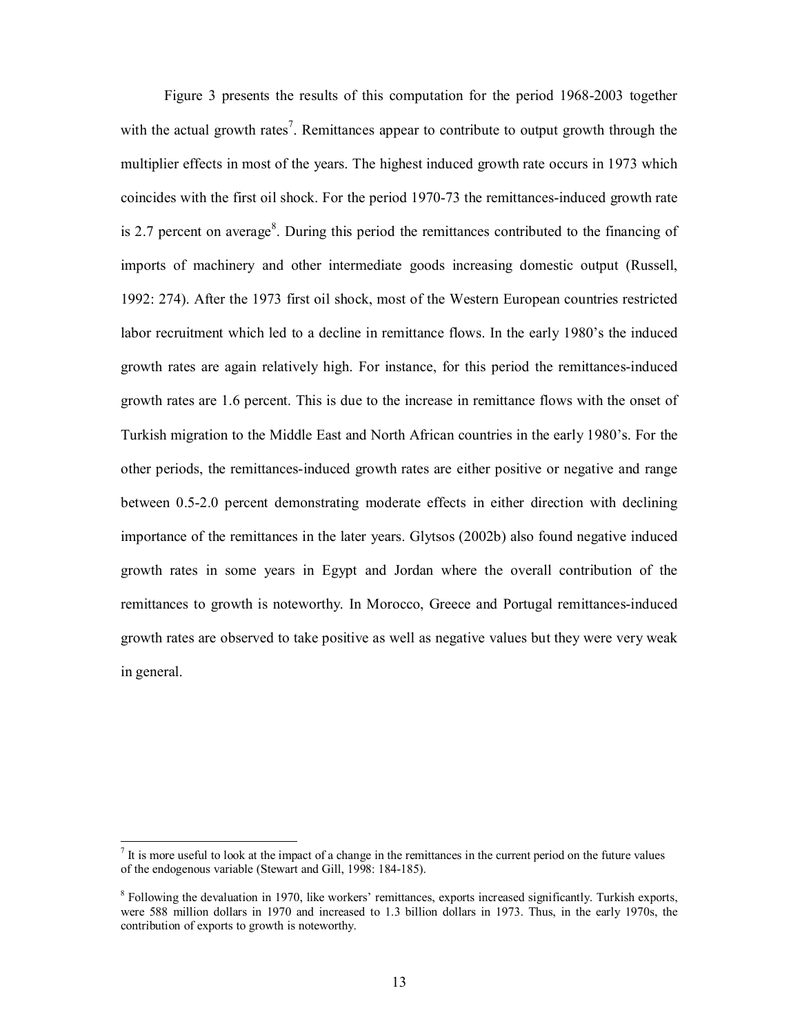Figure 3 presents the results of this computation for the period 1968-2003 together with the actual growth rates[7]. Remittances appear to contribute to output growth through the multiplier effects in most of the years. The highest induced growth rate occurs in 1973 which coincides with the first oil shock. For the period 1970-73 the remittances-induced growth rate is 2.7 percent on average[8]. During this period the remittances contributed to the financing of imports of machinery and other intermediate goods increasing domestic output (Russell, 1992: 274). After the 1973 first oil shock, most of the Western European countries restricted labor recruitment which led to a decline in remittance flows. In the early 1980's the induced growth rates are again relatively high. For instance, for this period the remittances-induced growth rates are 1.6 percent. This is due to the increase in remittance flows with the onset of Turkish migration to the Middle East and North African countries in the early 1980's. For the other periods, the remittances-induced growth rates are either positive or negative and range between 0.5-2.0 percent demonstrating moderate effects in either direction with declining importance of the remittances in the later years. Glytsos (2002b) also found negative induced growth rates in some years in Egypt and Jordan where the overall contribution of the remittances to growth is noteworthy. In Morocco, Greece and Portugal remittances-induced growth rates are observed to take positive as well as negative values but they were very weak in general.

---

[7] It is more useful to look at the impact of a change in the remittances in the current period on the future values of the endogenous variable (Stewart and Gill, 1998: 184-185).

[8] Following the devaluation in 1970, like workers' remittances, exports increased significantly. Turkish exports, were 588 million dollars in 1970 and increased to 1.3 billion dollars in 1973. Thus, in the early 1970s, the contribution of exports to growth is noteworthy.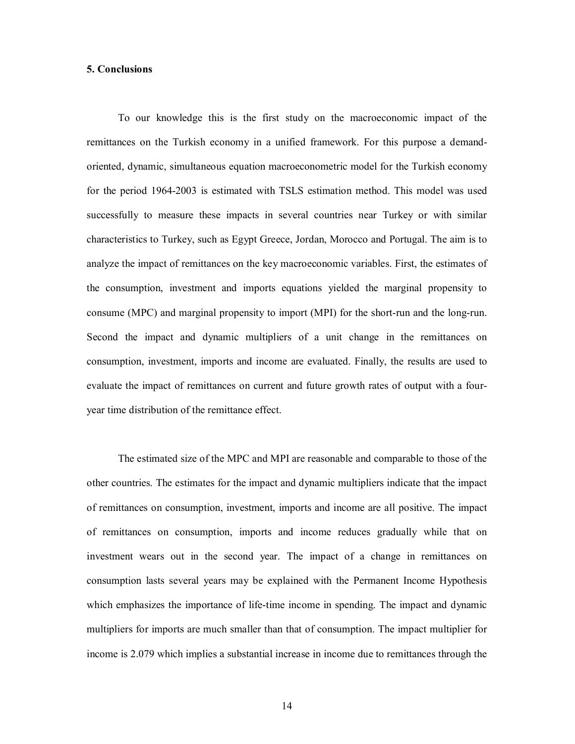## 5. Conclusions

To our knowledge this is the first study on the macroeconomic impact of the remittances on the Turkish economy in a unified framework. For this purpose a demand-oriented, dynamic, simultaneous equation macroeconometric model for the Turkish economy for the period 1964-2003 is estimated with TSLS estimation method. This model was used successfully to measure these impacts in several countries near Turkey or with similar characteristics to Turkey, such as Egypt Greece, Jordan, Morocco and Portugal. The aim is to analyze the impact of remittances on the key macroeconomic variables. First, the estimates of the consumption, investment and imports equations yielded the marginal propensity to consume (MPC) and marginal propensity to import (MPI) for the short-run and the long-run. Second the impact and dynamic multipliers of a unit change in the remittances on consumption, investment, imports and income are evaluated. Finally, the results are used to evaluate the impact of remittances on current and future growth rates of output with a four-year time distribution of the remittance effect.

The estimated size of the MPC and MPI are reasonable and comparable to those of the other countries. The estimates for the impact and dynamic multipliers indicate that the impact of remittances on consumption, investment, imports and income are all positive. The impact of remittances on consumption, imports and income reduces gradually while that on investment wears out in the second year. The impact of a change in remittances on consumption lasts several years may be explained with the Permanent Income Hypothesis which emphasizes the importance of life-time income in spending. The impact and dynamic multipliers for imports are much smaller than that of consumption. The impact multiplier for income is 2.079 which implies a substantial increase in income due to remittances through the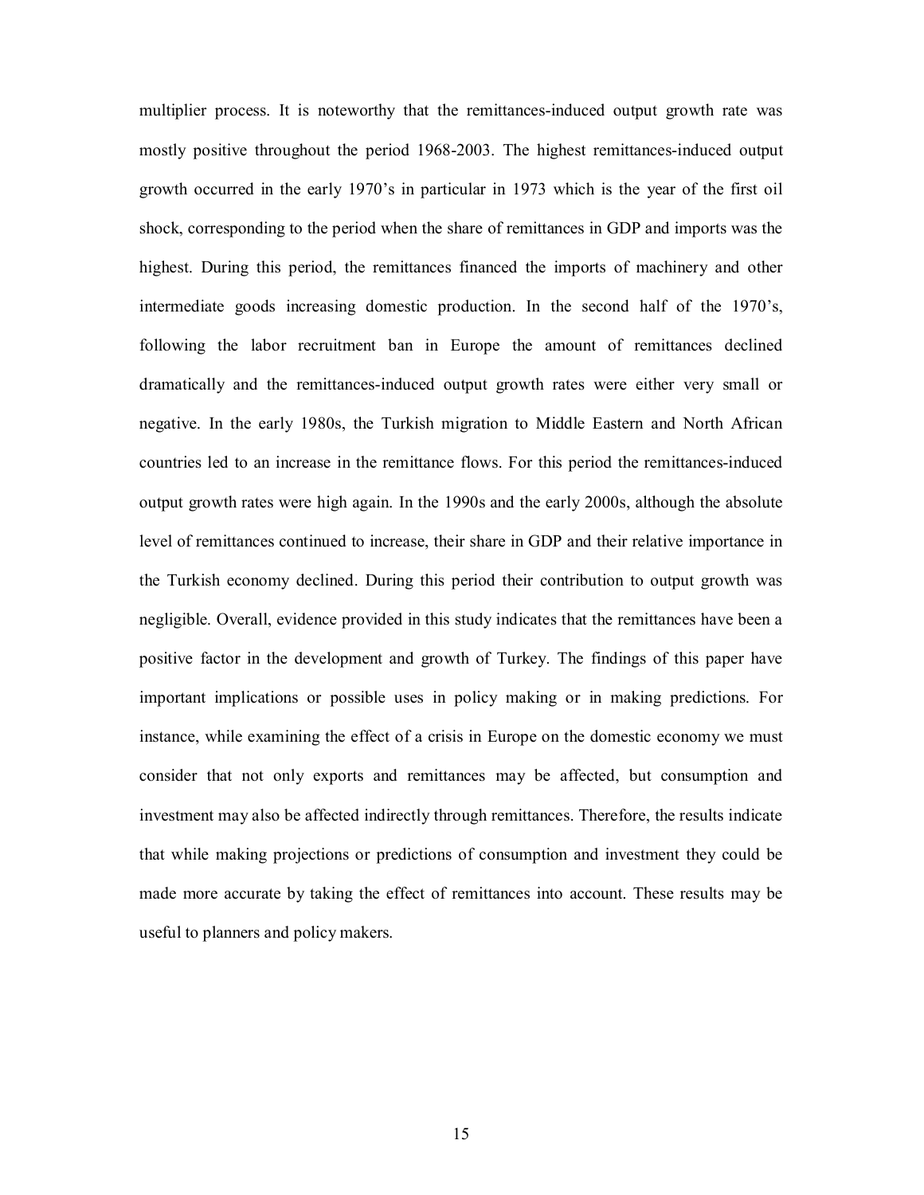multiplier process. It is noteworthy that the remittances-induced output growth rate was mostly positive throughout the period 1968-2003. The highest remittances-induced output growth occurred in the early 1970's in particular in 1973 which is the year of the first oil shock, corresponding to the period when the share of remittances in GDP and imports was the highest. During this period, the remittances financed the imports of machinery and other intermediate goods increasing domestic production. In the second half of the 1970's, following the labor recruitment ban in Europe the amount of remittances declined dramatically and the remittances-induced output growth rates were either very small or negative. In the early 1980s, the Turkish migration to Middle Eastern and North African countries led to an increase in the remittance flows. For this period the remittances-induced output growth rates were high again. In the 1990s and the early 2000s, although the absolute level of remittances continued to increase, their share in GDP and their relative importance in the Turkish economy declined. During this period their contribution to output growth was negligible. Overall, evidence provided in this study indicates that the remittances have been a positive factor in the development and growth of Turkey. The findings of this paper have important implications or possible uses in policy making or in making predictions. For instance, while examining the effect of a crisis in Europe on the domestic economy we must consider that not only exports and remittances may be affected, but consumption and investment may also be affected indirectly through remittances. Therefore, the results indicate that while making projections or predictions of consumption and investment they could be made more accurate by taking the effect of remittances into account. These results may be useful to planners and policy makers.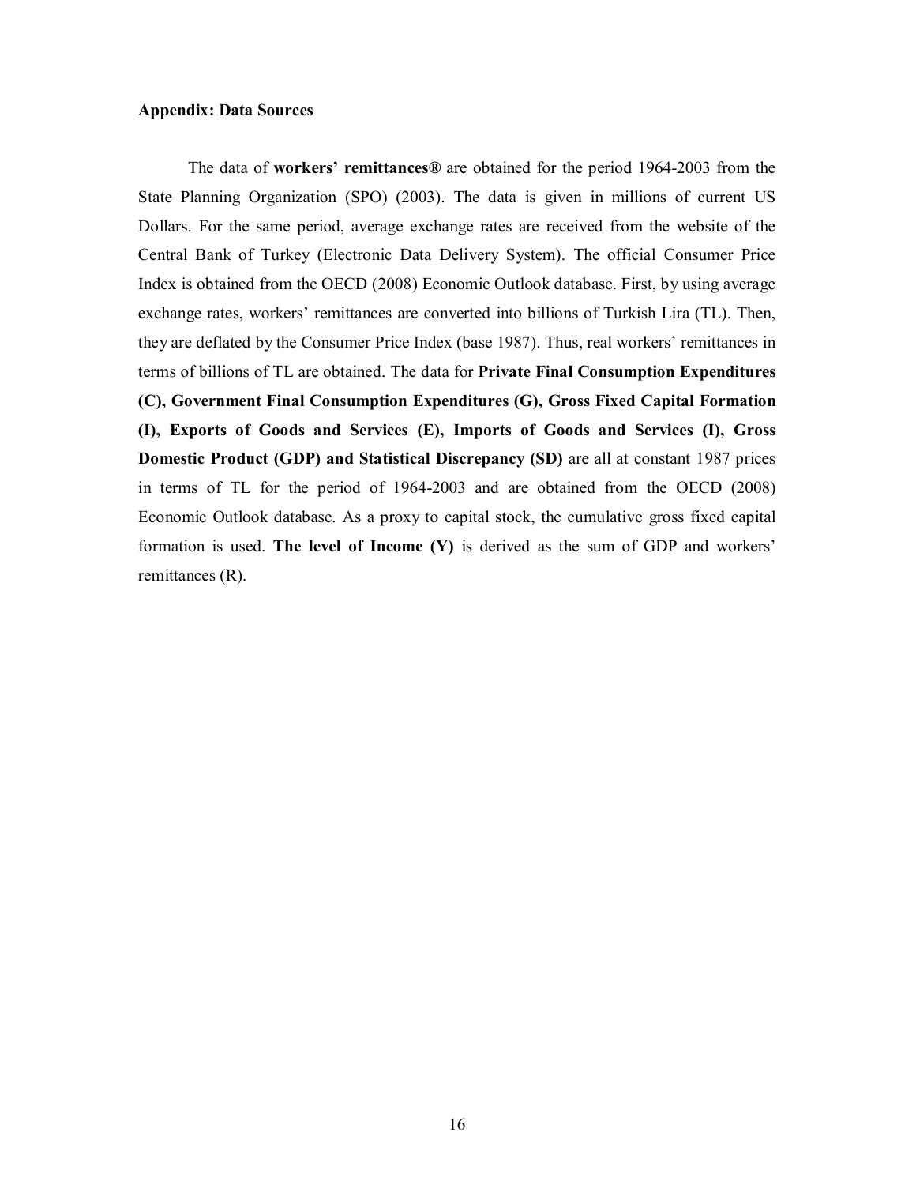**Appendix: Data Sources**

The data of **workers' remittances®** are obtained for the period 1964-2003 from the State Planning Organization (SPO) (2003). The data is given in millions of current US Dollars. For the same period, average exchange rates are received from the website of the Central Bank of Turkey (Electronic Data Delivery System). The official Consumer Price Index is obtained from the OECD (2008) Economic Outlook database. First, by using average exchange rates, workers' remittances are converted into billions of Turkish Lira (TL). Then, they are deflated by the Consumer Price Index (base 1987). Thus, real workers' remittances in terms of billions of TL are obtained. The data for **Private Final Consumption Expenditures (C), Government Final Consumption Expenditures (G), Gross Fixed Capital Formation (I), Exports of Goods and Services (E), Imports of Goods and Services (I), Gross Domestic Product (GDP) and Statistical Discrepancy (SD)** are all at constant 1987 prices in terms of TL for the period of 1964-2003 and are obtained from the OECD (2008) Economic Outlook database. As a proxy to capital stock, the cumulative gross fixed capital formation is used. **The level of Income (Y)** is derived as the sum of GDP and workers' remittances (R).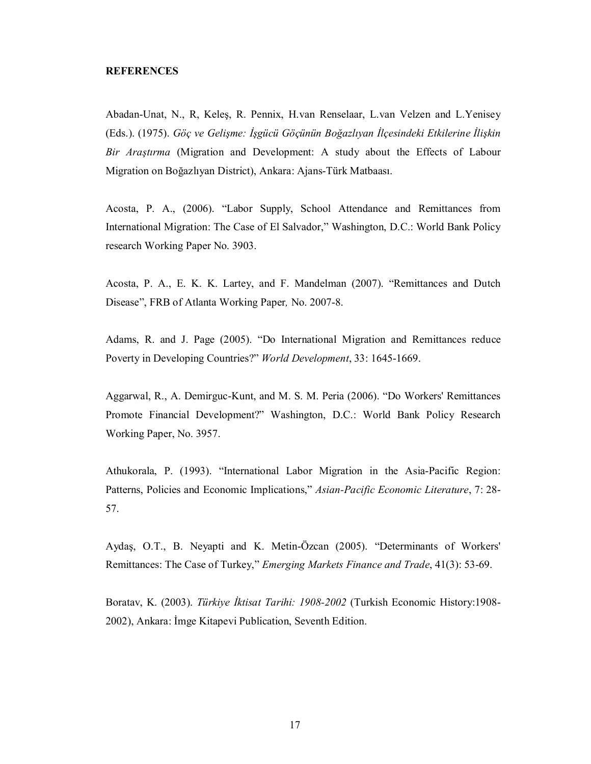**REFERENCES**

Abadan-Unat, N., R, Keleş, R. Pennix, H.van Renselaar, L.van Velzen and L.Yenisey (Eds.). (1975). *Göç ve Gelişme: İşgücü Göçünün Boğazlıyan İlçesindeki Etkilerine İlişkin Bir Araştırma* (Migration and Development: A study about the Effects of Labour Migration on Boğazlıyan District), Ankara: Ajans-Türk Matbaası.

Acosta, P. A., (2006). "Labor Supply, School Attendance and Remittances from International Migration: The Case of El Salvador," Washington, D.C.: World Bank Policy research Working Paper No. 3903.

Acosta, P. A., E. K. K. Lartey, and F. Mandelman (2007). "Remittances and Dutch Disease", FRB of Atlanta Working Paper*,* No. 2007-8.

Adams, R. and J. Page (2005). "Do International Migration and Remittances reduce Poverty in Developing Countries?" *World Development*, 33: 1645-1669.

Aggarwal, R., A. Demirguc-Kunt, and M. S. M. Peria (2006). "Do Workers' Remittances Promote Financial Development?" Washington, D.C.: World Bank Policy Research Working Paper, No. 3957.

Athukorala, P. (1993). "International Labor Migration in the Asia-Pacific Region: Patterns, Policies and Economic Implications," *Asian-Pacific Economic Literature*, 7: 28-57.

Aydaş, O.T., B. Neyapti and K. Metin-Özcan (2005). "Determinants of Workers' Remittances: The Case of Turkey," *Emerging Markets Finance and Trade*, 41(3): 53-69.

Boratav, K. (2003). *Türkiye İktisat Tarihi: 1908-2002* (Turkish Economic History:1908-2002), Ankara: İmge Kitapevi Publication, Seventh Edition.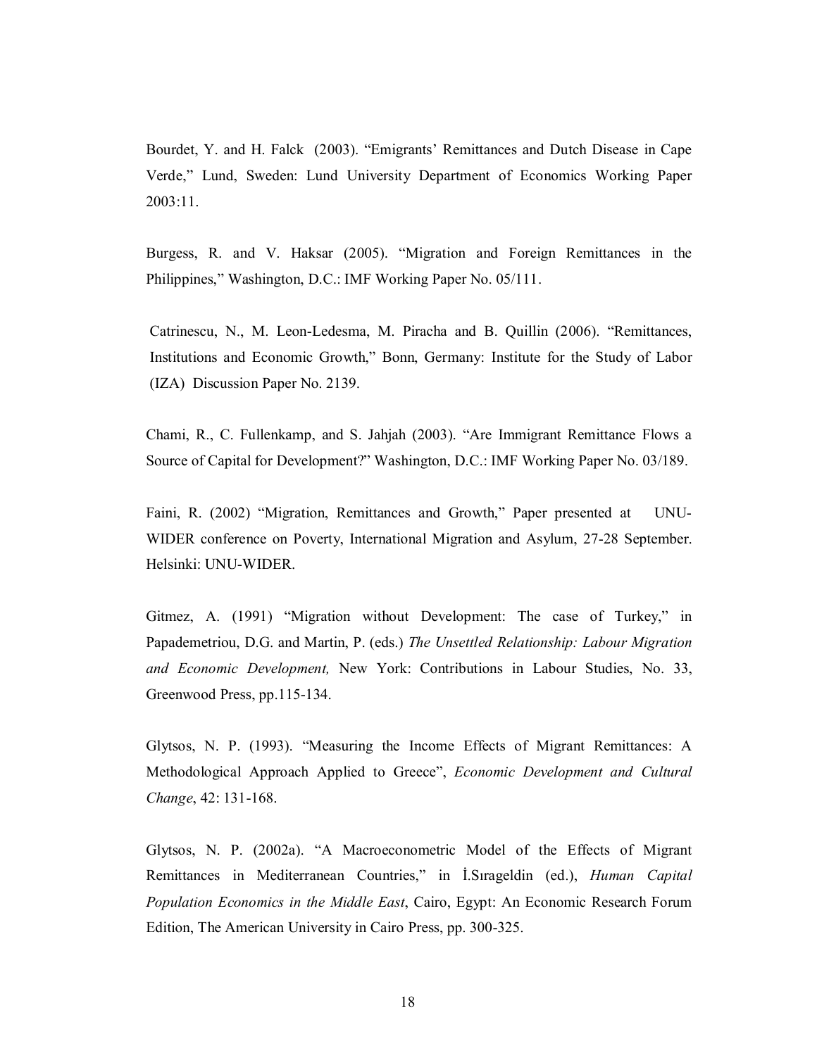Bourdet, Y. and H. Falck (2003). "Emigrants' Remittances and Dutch Disease in Cape Verde," Lund, Sweden: Lund University Department of Economics Working Paper 2003:11.

Burgess, R. and V. Haksar (2005). "Migration and Foreign Remittances in the Philippines," Washington, D.C.: IMF Working Paper No. 05/111.

Catrinescu, N., M. Leon-Ledesma, M. Piracha and B. Quillin (2006). "Remittances, Institutions and Economic Growth," Bonn, Germany: Institute for the Study of Labor (IZA) Discussion Paper No. 2139.

Chami, R., C. Fullenkamp, and S. Jahjah (2003). "Are Immigrant Remittance Flows a Source of Capital for Development?" Washington, D.C.: IMF Working Paper No. 03/189.

Faini, R. (2002) "Migration, Remittances and Growth," Paper presented at UNU-WIDER conference on Poverty, International Migration and Asylum, 27-28 September. Helsinki: UNU-WIDER.

Gitmez, A. (1991) "Migration without Development: The case of Turkey," in Papademetriou, D.G. and Martin, P. (eds.) *The Unsettled Relationship: Labour Migration and Economic Development,* New York: Contributions in Labour Studies, No. 33, Greenwood Press, pp.115-134.

Glytsos, N. P. (1993). "Measuring the Income Effects of Migrant Remittances: A Methodological Approach Applied to Greece", *Economic Development and Cultural Change*, 42: 131-168.

Glytsos, N. P. (2002a). "A Macroeconometric Model of the Effects of Migrant Remittances in Mediterranean Countries," in İ.Sırageldin (ed.), *Human Capital Population Economics in the Middle East*, Cairo, Egypt: An Economic Research Forum Edition, The American University in Cairo Press, pp. 300-325.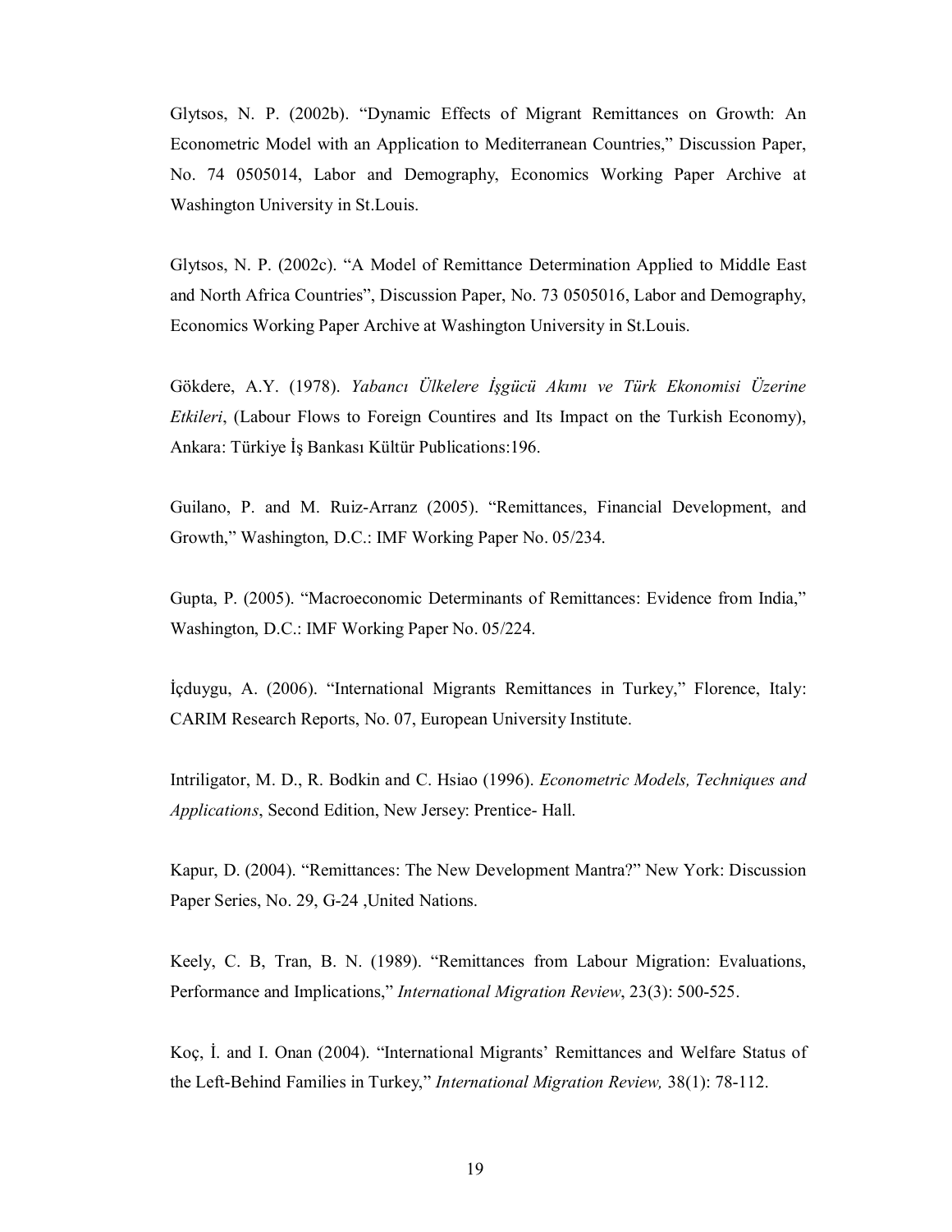Glytsos, N. P. (2002b). “Dynamic Effects of Migrant Remittances on Growth: An Econometric Model with an Application to Mediterranean Countries,” Discussion Paper, No. 74 0505014, Labor and Demography, Economics Working Paper Archive at Washington University in St.Louis.

Glytsos, N. P. (2002c). “A Model of Remittance Determination Applied to Middle East and North Africa Countries”, Discussion Paper, No. 73 0505016, Labor and Demography, Economics Working Paper Archive at Washington University in St.Louis.

Gökdere, A.Y. (1978). *Yabancı Ülkelere İşgücü Akımı ve Türk Ekonomisi Üzerine Etkileri*, (Labour Flows to Foreign Countires and Its Impact on the Turkish Economy), Ankara: Türkiye İş Bankası Kültür Publications:196.

Guilano, P. and M. Ruiz-Arranz (2005). “Remittances, Financial Development, and Growth,” Washington, D.C.: IMF Working Paper No. 05/234.

Gupta, P. (2005). “Macroeconomic Determinants of Remittances: Evidence from India,” Washington, D.C.: IMF Working Paper No. 05/224.

İçduygu, A. (2006). “International Migrants Remittances in Turkey,” Florence, Italy: CARIM Research Reports, No. 07, European University Institute.

Intriligator, M. D., R. Bodkin and C. Hsiao (1996). *Econometric Models, Techniques and Applications*, Second Edition, New Jersey: Prentice- Hall.

Kapur, D. (2004). “Remittances: The New Development Mantra?” New York: Discussion Paper Series, No. 29, G-24 ,United Nations.

Keely, C. B, Tran, B. N. (1989). “Remittances from Labour Migration: Evaluations, Performance and Implications,” *International Migration Review*, 23(3): 500-525.

Koç, İ. and I. Onan (2004). “International Migrants’ Remittances and Welfare Status of the Left-Behind Families in Turkey,” *International Migration Review,* 38(1): 78-112.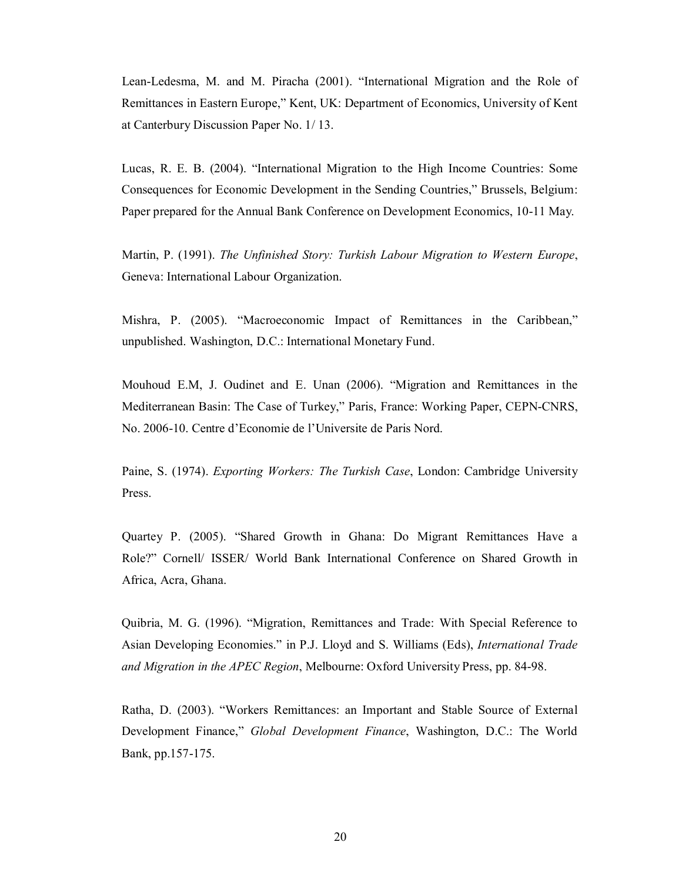Lean-Ledesma, M. and M. Piracha (2001). “International Migration and the Role of Remittances in Eastern Europe,” Kent, UK: Department of Economics, University of Kent at Canterbury Discussion Paper No. 1/ 13.

Lucas, R. E. B. (2004). “International Migration to the High Income Countries: Some Consequences for Economic Development in the Sending Countries,” Brussels, Belgium: Paper prepared for the Annual Bank Conference on Development Economics, 10-11 May.

Martin, P. (1991). *The Unfinished Story: Turkish Labour Migration to Western Europe*, Geneva: International Labour Organization.

Mishra, P. (2005). “Macroeconomic Impact of Remittances in the Caribbean,” unpublished. Washington, D.C.: International Monetary Fund.

Mouhoud E.M, J. Oudinet and E. Unan (2006). “Migration and Remittances in the Mediterranean Basin: The Case of Turkey,” Paris, France: Working Paper, CEPN-CNRS, No. 2006-10. Centre d’Economie de l’Universite de Paris Nord.

Paine, S. (1974). *Exporting Workers: The Turkish Case*, London: Cambridge University Press.

Quartey P. (2005). “Shared Growth in Ghana: Do Migrant Remittances Have a Role?” Cornell/ ISSER/ World Bank International Conference on Shared Growth in Africa, Acra, Ghana.

Quibria, M. G. (1996). “Migration, Remittances and Trade: With Special Reference to Asian Developing Economies.” in P.J. Lloyd and S. Williams (Eds), *International Trade and Migration in the APEC Region*, Melbourne: Oxford University Press, pp. 84-98.

Ratha, D. (2003). “Workers Remittances: an Important and Stable Source of External Development Finance,” *Global Development Finance*, Washington, D.C.: The World Bank, pp.157-175.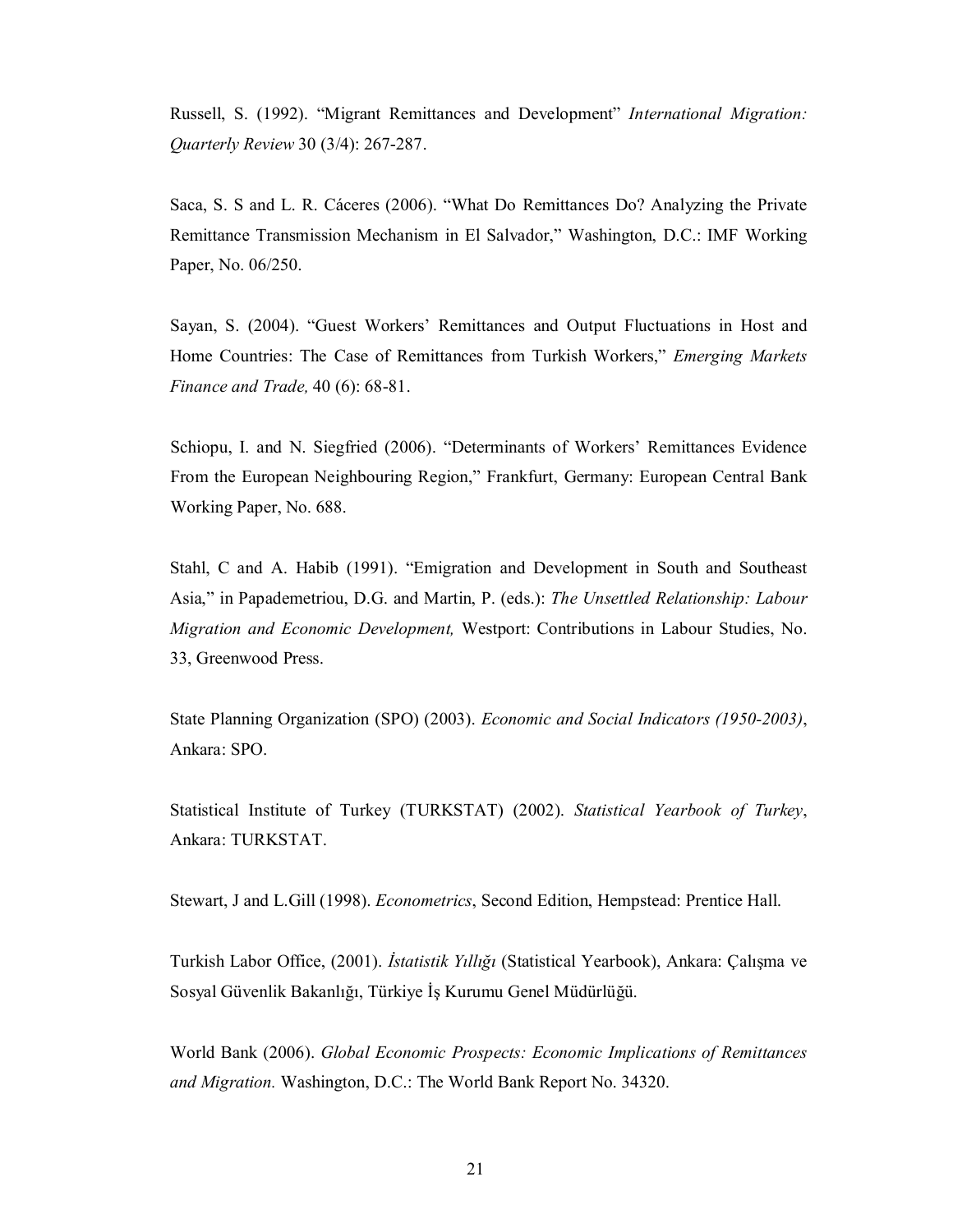Russell, S. (1992). "Migrant Remittances and Development" *International Migration: Quarterly Review* 30 (3/4): 267-287.

Saca, S. S and L. R. Cáceres (2006). "What Do Remittances Do? Analyzing the Private Remittance Transmission Mechanism in El Salvador," Washington, D.C.: IMF Working Paper, No. 06/250.

Sayan, S. (2004). "Guest Workers' Remittances and Output Fluctuations in Host and Home Countries: The Case of Remittances from Turkish Workers," *Emerging Markets Finance and Trade,* 40 (6): 68-81.

Schiopu, I. and N. Siegfried (2006). "Determinants of Workers' Remittances Evidence From the European Neighbouring Region," Frankfurt, Germany: European Central Bank Working Paper, No. 688.

Stahl, C and A. Habib (1991). "Emigration and Development in South and Southeast Asia," in Papademetriou, D.G. and Martin, P. (eds.): *The Unsettled Relationship: Labour Migration and Economic Development,* Westport: Contributions in Labour Studies, No. 33, Greenwood Press.

State Planning Organization (SPO) (2003). *Economic and Social Indicators (1950-2003)*, Ankara: SPO.

Statistical Institute of Turkey (TURKSTAT) (2002). *Statistical Yearbook of Turkey*, Ankara: TURKSTAT.

Stewart, J and L.Gill (1998). *Econometrics*, Second Edition, Hempstead: Prentice Hall.

Turkish Labor Office, (2001). *İstatistik Yıllığı* (Statistical Yearbook), Ankara: Çalışma ve Sosyal Güvenlik Bakanlığı, Türkiye İş Kurumu Genel Müdürlüğü.

World Bank (2006). *Global Economic Prospects: Economic Implications of Remittances and Migration.* Washington, D.C.: The World Bank Report No. 34320.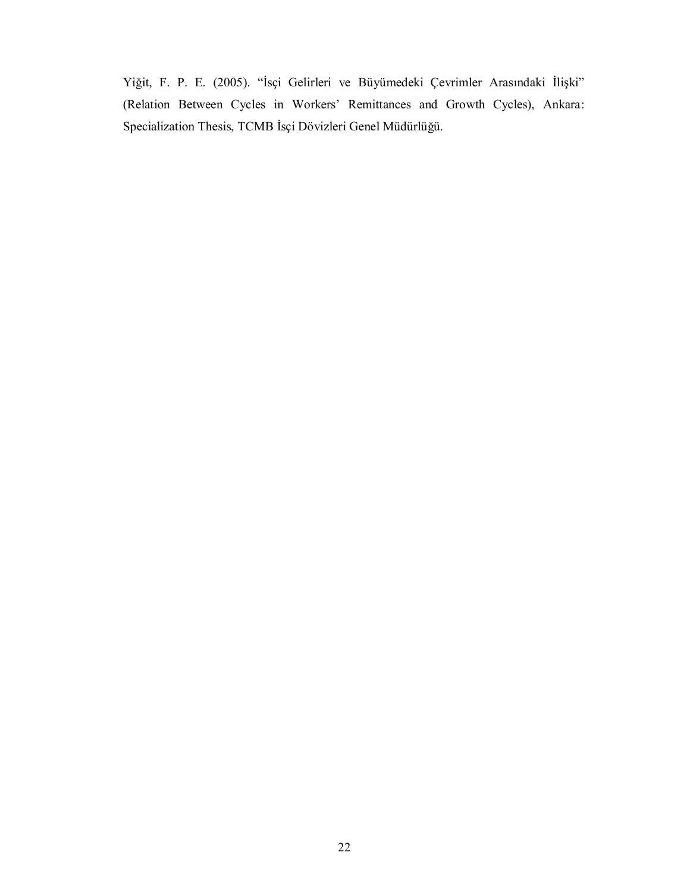Yiğit, F. P. E. (2005). "İşçi Gelirleri ve Büyümedeki Çevrimler Arasındaki İlişki" (Relation Between Cycles in Workers' Remittances and Growth Cycles), Ankara: Specialization Thesis, TCMB İşçi Dövizleri Genel Müdürlüğü.